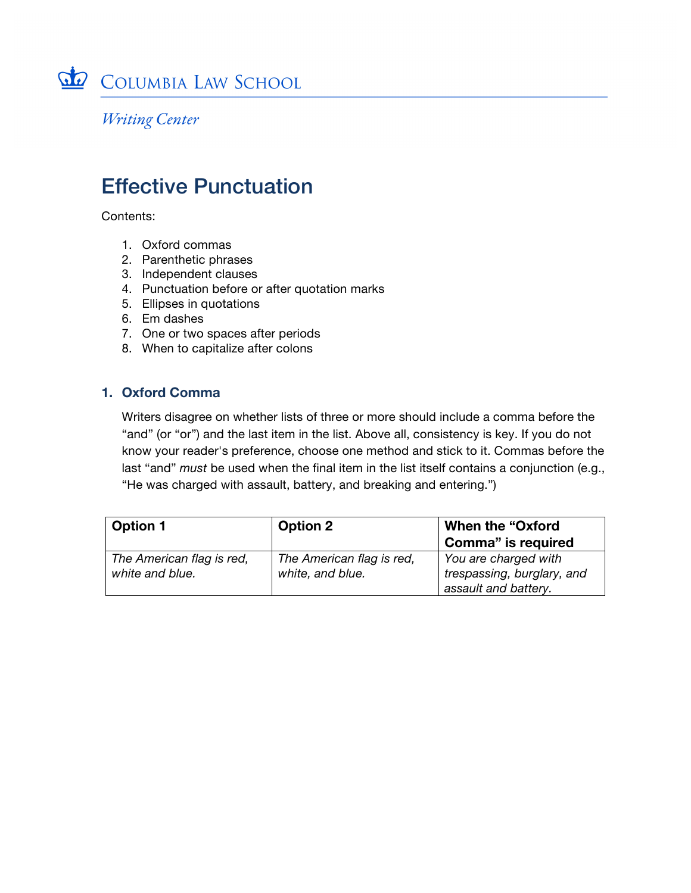Columbia Law School

*Writing Center*

# Effective Punctuation

Contents:

1. Oxford commas
2. Parenthetic phrases
3. Independent clauses
4. Punctuation before or after quotation marks
5. Ellipses in quotations
6. Em dashes
7. One or two spaces after periods
8. When to capitalize after colons

## 1. Oxford Comma

Writers disagree on whether lists of three or more should include a comma before the "and" (or "or") and the last item in the list. Above all, consistency is key. If you do not know your reader's preference, choose one method and stick to it. Commas before the last "and" *must* be used when the final item in the list itself contains a conjunction (e.g., "He was charged with assault, battery, and breaking and entering.")

| Option 1 | Option 2 | When the "Oxford Comma" is required |
| --- | --- | --- |
| *The American flag is red, white and blue.* | *The American flag is red, white, and blue.* | *You are charged with trespassing, burglary, and assault and battery.* |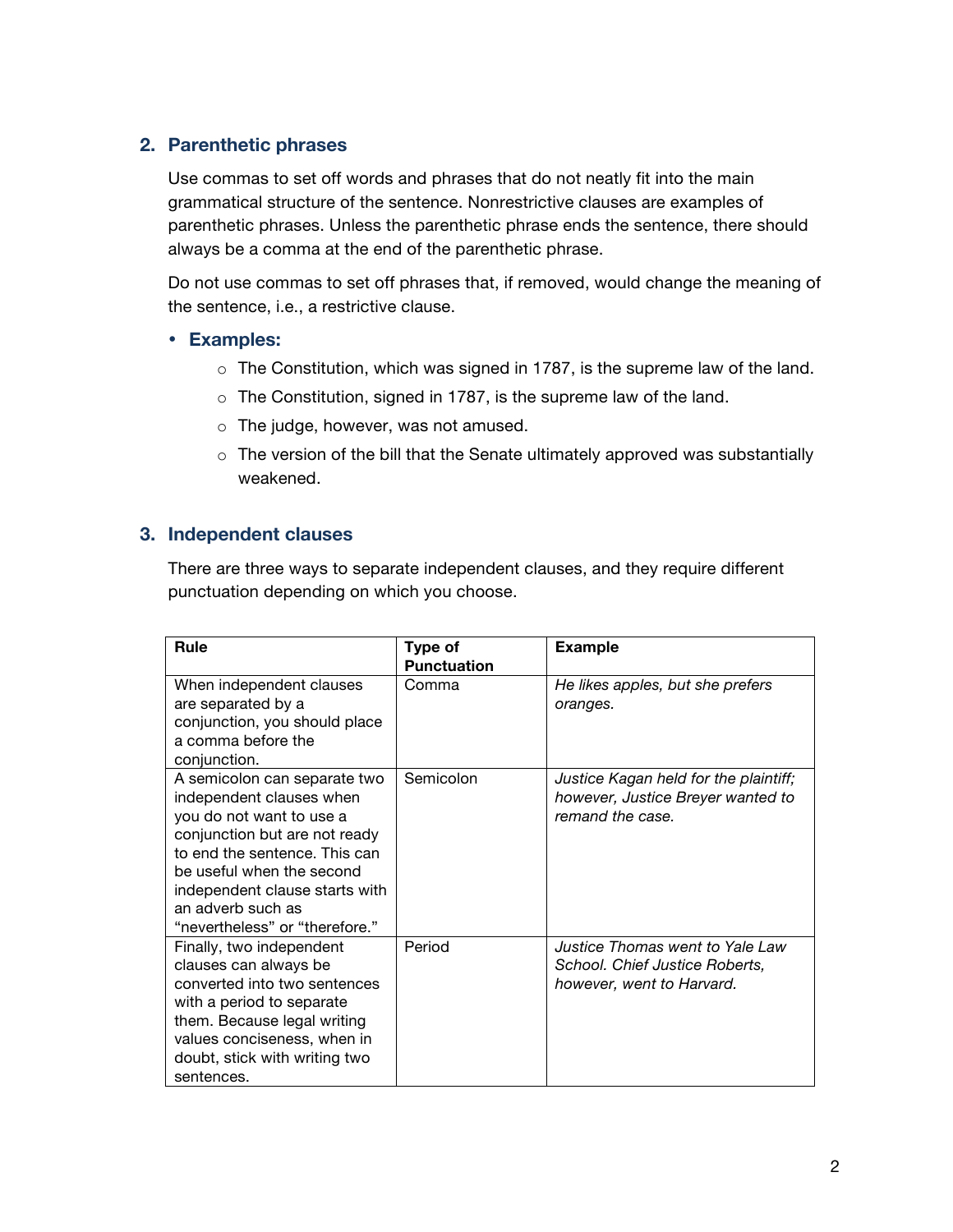## 2. Parenthetic phrases

Use commas to set off words and phrases that do not neatly fit into the main grammatical structure of the sentence. Nonrestrictive clauses are examples of parenthetic phrases. Unless the parenthetic phrase ends the sentence, there should always be a comma at the end of the parenthetic phrase.

Do not use commas to set off phrases that, if removed, would change the meaning of the sentence, i.e., a restrictive clause.

- **Examples:**
  - The Constitution, which was signed in 1787, is the supreme law of the land.
  - The Constitution, signed in 1787, is the supreme law of the land.
  - The judge, however, was not amused.
  - The version of the bill that the Senate ultimately approved was substantially weakened.

## 3. Independent clauses

There are three ways to separate independent clauses, and they require different punctuation depending on which you choose.

| Rule | Type of Punctuation | Example |
|---|---|---|
| When independent clauses are separated by a conjunction, you should place a comma before the conjunction. | Comma | *He likes apples, but she prefers oranges.* |
| A semicolon can separate two independent clauses when you do not want to use a conjunction but are not ready to end the sentence. This can be useful when the second independent clause starts with an adverb such as "nevertheless" or "therefore." | Semicolon | *Justice Kagan held for the plaintiff; however, Justice Breyer wanted to remand the case.* |
| Finally, two independent clauses can always be converted into two sentences with a period to separate them. Because legal writing values conciseness, when in doubt, stick with writing two sentences. | Period | *Justice Thomas went to Yale Law School. Chief Justice Roberts, however, went to Harvard.* |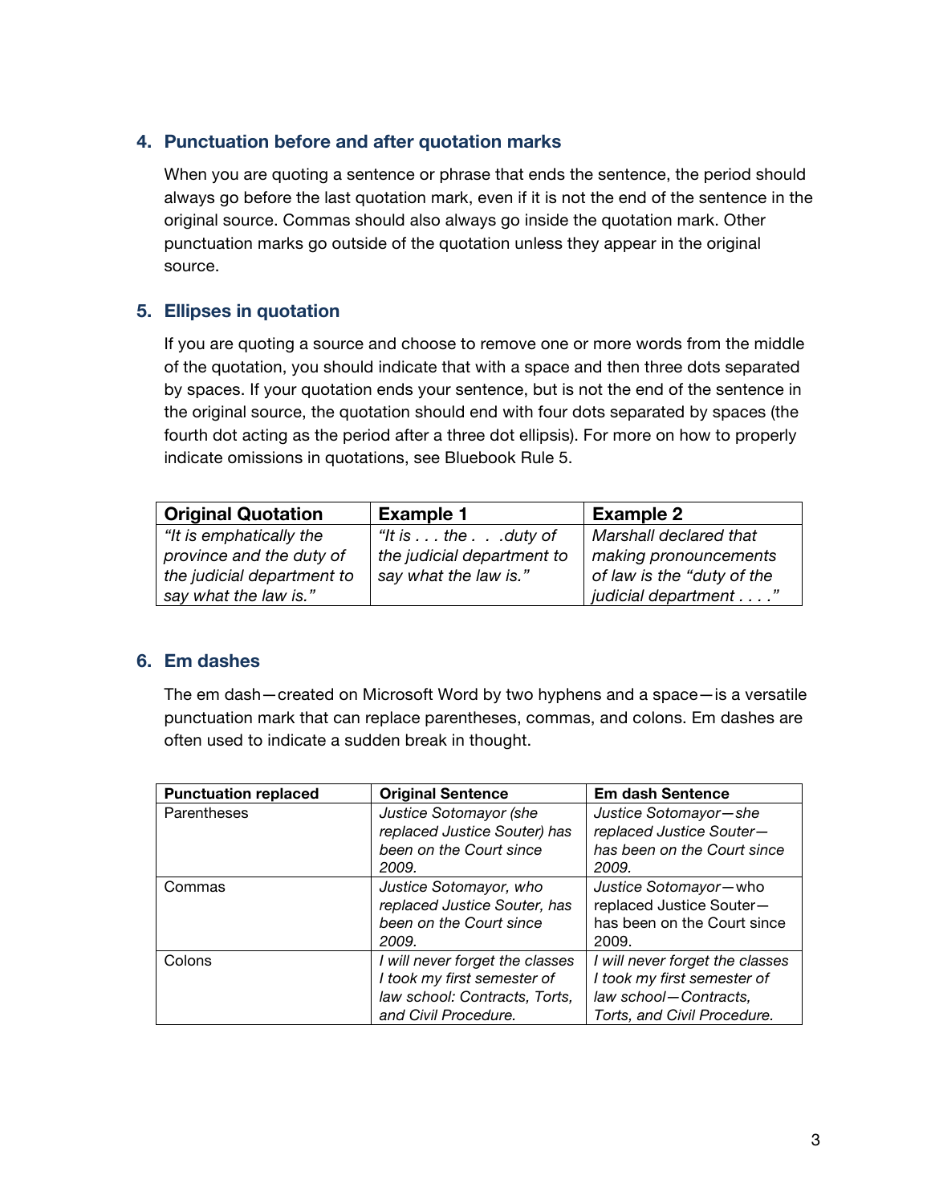## 4. Punctuation before and after quotation marks

When you are quoting a sentence or phrase that ends the sentence, the period should always go before the last quotation mark, even if it is not the end of the sentence in the original source. Commas should also always go inside the quotation mark. Other punctuation marks go outside of the quotation unless they appear in the original source.

## 5. Ellipses in quotation

If you are quoting a source and choose to remove one or more words from the middle of the quotation, you should indicate that with a space and then three dots separated by spaces. If your quotation ends your sentence, but is not the end of the sentence in the original source, the quotation should end with four dots separated by spaces (the fourth dot acting as the period after a three dot ellipsis). For more on how to properly indicate omissions in quotations, see Bluebook Rule 5.

| **Original Quotation** | **Example 1** | **Example 2** |
|---|---|---|
| *"It is emphatically the province and the duty of the judicial department to say what the law is."* | *"It is . . . the . . .duty of the judicial department to say what the law is."* | *Marshall declared that making pronouncements of law is the "duty of the judicial department . . . ."* |

## 6. Em dashes

The em dash—created on Microsoft Word by two hyphens and a space—is a versatile punctuation mark that can replace parentheses, commas, and colons. Em dashes are often used to indicate a sudden break in thought.

| **Punctuation replaced** | **Original Sentence** | **Em dash Sentence** |
|---|---|---|
| Parentheses | *Justice Sotomayor (she replaced Justice Souter) has been on the Court since 2009.* | *Justice Sotomayor—she replaced Justice Souter—has been on the Court since 2009.* |
| Commas | *Justice Sotomayor, who replaced Justice Souter, has been on the Court since 2009.* | Justice Sotomayor—who replaced Justice Souter—has been on the Court since 2009. |
| Colons | *I will never forget the classes I took my first semester of law school: Contracts, Torts, and Civil Procedure.* | *I will never forget the classes I took my first semester of law school—Contracts, Torts, and Civil Procedure.* |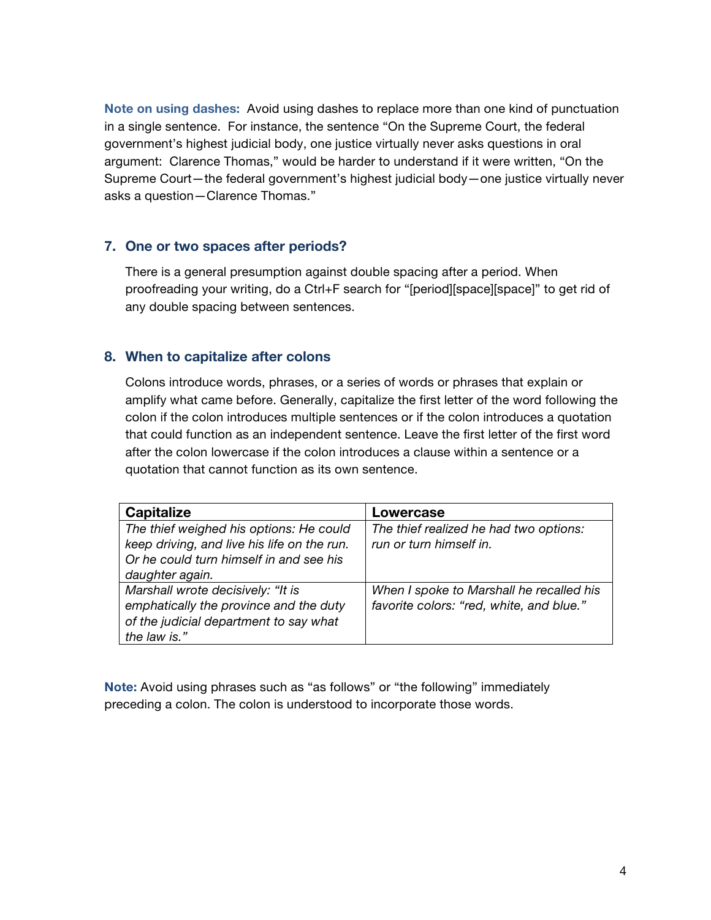**Note on using dashes:** Avoid using dashes to replace more than one kind of punctuation in a single sentence. For instance, the sentence "On the Supreme Court, the federal government's highest judicial body, one justice virtually never asks questions in oral argument: Clarence Thomas," would be harder to understand if it were written, "On the Supreme Court—the federal government's highest judicial body—one justice virtually never asks a question—Clarence Thomas."

## 7. One or two spaces after periods?

There is a general presumption against double spacing after a period. When proofreading your writing, do a Ctrl+F search for "[period][space][space]" to get rid of any double spacing between sentences.

## 8. When to capitalize after colons

Colons introduce words, phrases, or a series of words or phrases that explain or amplify what came before. Generally, capitalize the first letter of the word following the colon if the colon introduces multiple sentences or if the colon introduces a quotation that could function as an independent sentence. Leave the first letter of the first word after the colon lowercase if the colon introduces a clause within a sentence or a quotation that cannot function as its own sentence.

| Capitalize | Lowercase |
| --- | --- |
| *The thief weighed his options: He could keep driving, and live his life on the run. Or he could turn himself in and see his daughter again.* | *The thief realized he had two options: run or turn himself in.* |
| *Marshall wrote decisively: "It is emphatically the province and the duty of the judicial department to say what the law is."* | *When I spoke to Marshall he recalled his favorite colors: "red, white, and blue."* |

**Note:** Avoid using phrases such as "as follows" or "the following" immediately preceding a colon. The colon is understood to incorporate those words.